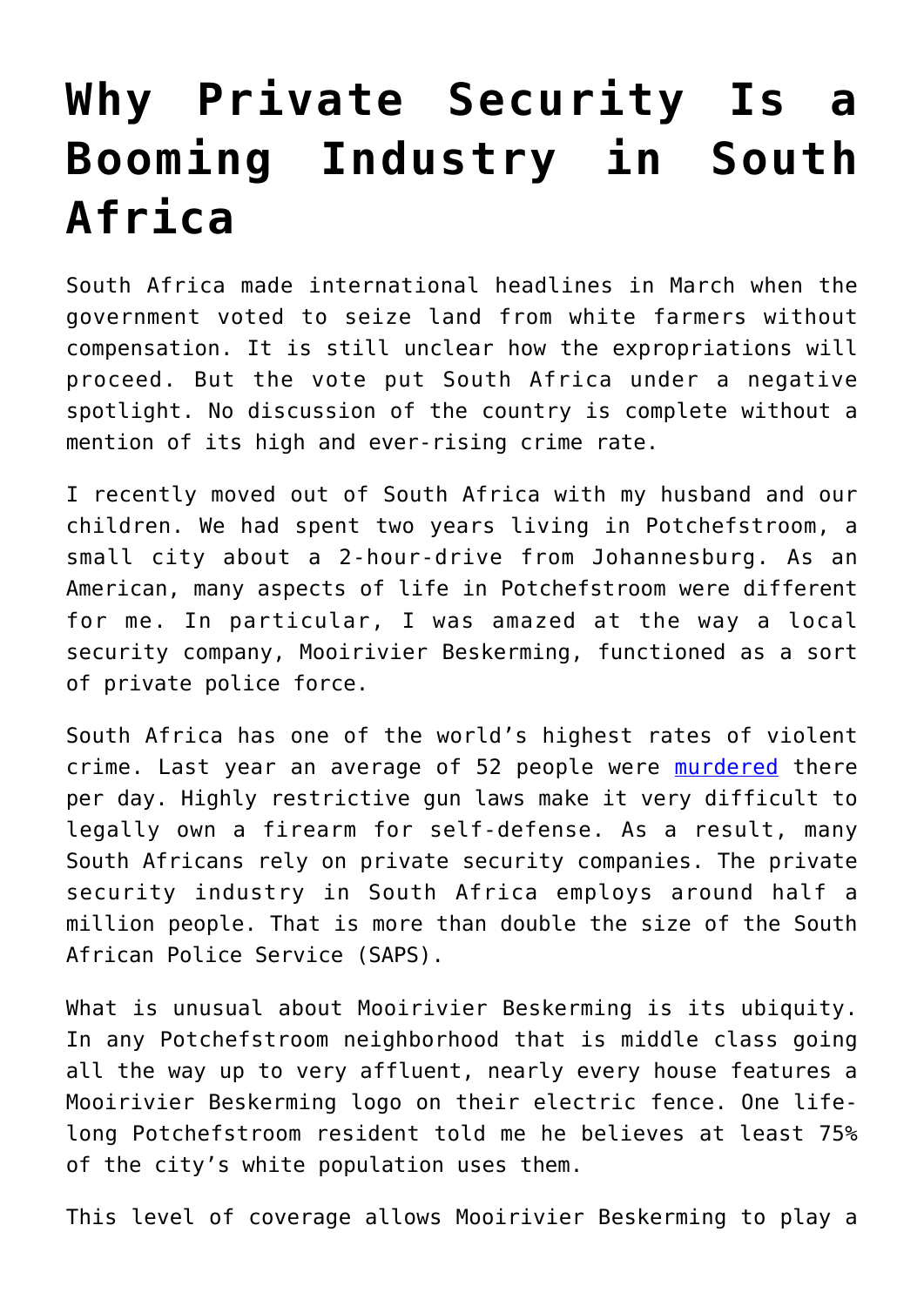# Why Private Security Is a Booming Industry in South Africa

South Africa made international headlines in March when the government voted to seize land from white farmers without compensation. It is still unclear how the expropriations will proceed. But the vote put South Africa under a negative spotlight. No discussion of the country is complete without a mention of its high and ever-rising crime rate.

I recently moved out of South Africa with my husband and our children. We had spent two years living in Potchefstroom, a small city about a 2-hour-drive from Johannesburg. As an American, many aspects of life in Potchefstroom were different for me. In particular, I was amazed at the way a local security company, Mooirivier Beskerming, functioned as a sort of private police force.

South Africa has one of the world's highest rates of violent crime. Last year an average of 52 people were murdered there per day. Highly restrictive gun laws make it very difficult to legally own a firearm for self-defense. As a result, many South Africans rely on private security companies. The private security industry in South Africa employs around half a million people. That is more than double the size of the South African Police Service (SAPS).

What is unusual about Mooirivier Beskerming is its ubiquity. In any Potchefstroom neighborhood that is middle class going all the way up to very affluent, nearly every house features a Mooirivier Beskerming logo on their electric fence. One life-long Potchefstroom resident told me he believes at least 75% of the city's white population uses them.

This level of coverage allows Mooirivier Beskerming to play a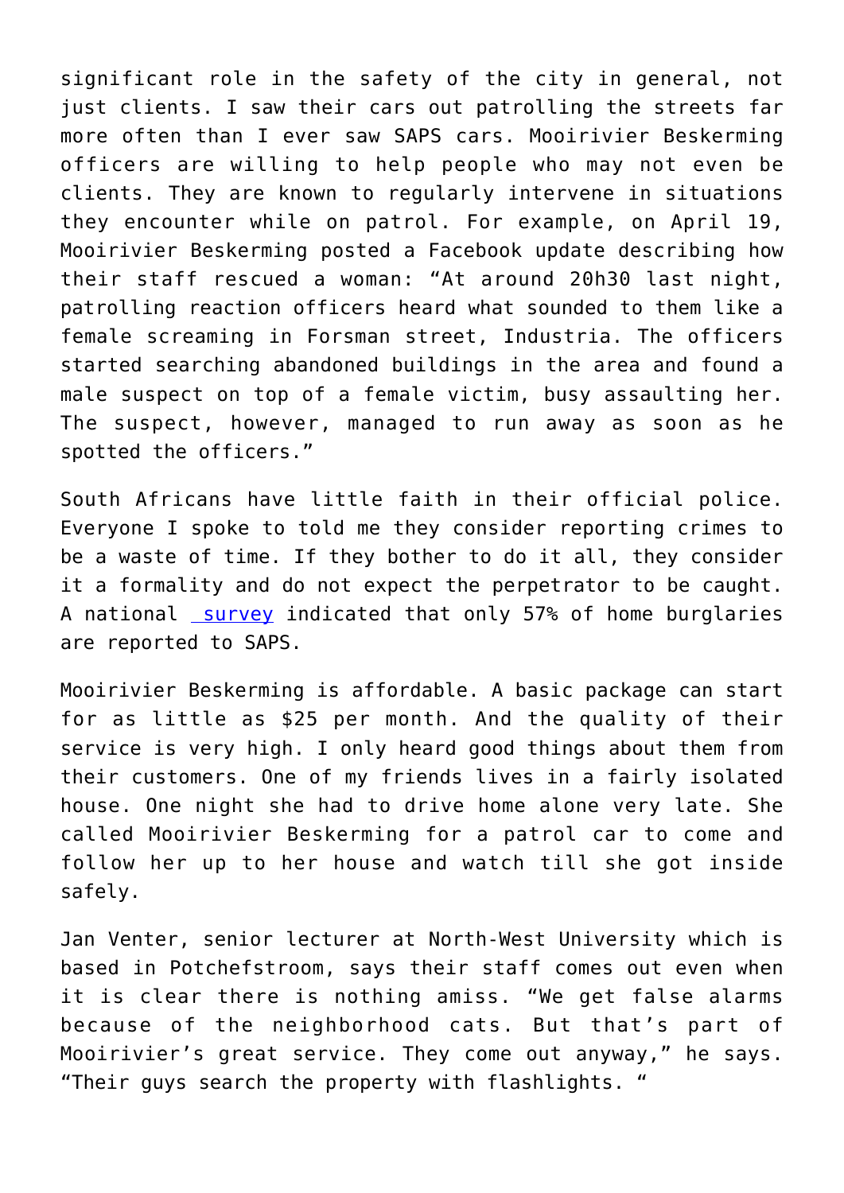significant role in the safety of the city in general, not just clients. I saw their cars out patrolling the streets far more often than I ever saw SAPS cars. Mooirivier Beskerming officers are willing to help people who may not even be clients. They are known to regularly intervene in situations they encounter while on patrol. For example, on April 19, Mooirivier Beskerming posted a Facebook update describing how their staff rescued a woman: "At around 20h30 last night, patrolling reaction officers heard what sounded to them like a female screaming in Forsman street, Industria. The officers started searching abandoned buildings in the area and found a male suspect on top of a female victim, busy assaulting her. The suspect, however, managed to run away as soon as he spotted the officers."

South Africans have little faith in their official police. Everyone I spoke to told me they consider reporting crimes to be a waste of time. If they bother to do it all, they consider it a formality and do not expect the perpetrator to be caught. A national survey indicated that only 57% of home burglaries are reported to SAPS.

Mooirivier Beskerming is affordable. A basic package can start for as little as $25 per month. And the quality of their service is very high. I only heard good things about them from their customers. One of my friends lives in a fairly isolated house. One night she had to drive home alone very late. She called Mooirivier Beskerming for a patrol car to come and follow her up to her house and watch till she got inside safely.

Jan Venter, senior lecturer at North-West University which is based in Potchefstroom, says their staff comes out even when it is clear there is nothing amiss. "We get false alarms because of the neighborhood cats. But that's part of Mooirivier's great service. They come out anyway," he says. "Their guys search the property with flashlights. "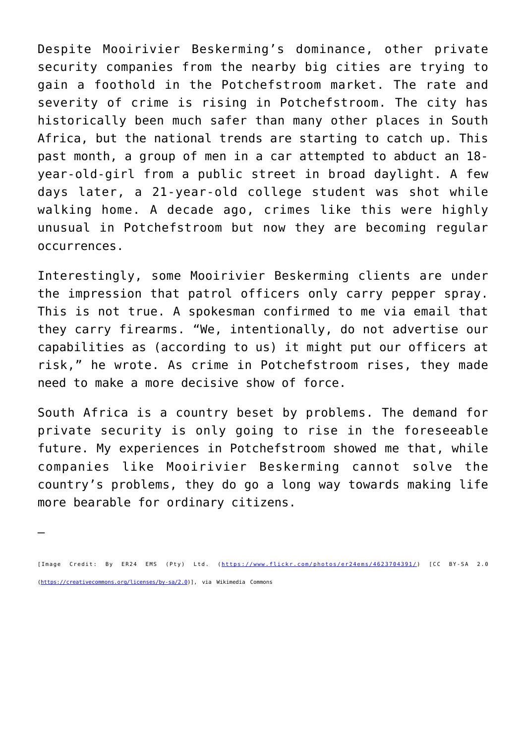Despite Mooirivier Beskerming's dominance, other private security companies from the nearby big cities are trying to gain a foothold in the Potchefstroom market. The rate and severity of crime is rising in Potchefstroom. The city has historically been much safer than many other places in South Africa, but the national trends are starting to catch up. This past month, a group of men in a car attempted to abduct an 18-year-old-girl from a public street in broad daylight. A few days later, a 21-year-old college student was shot while walking home. A decade ago, crimes like this were highly unusual in Potchefstroom but now they are becoming regular occurrences.

Interestingly, some Mooirivier Beskerming clients are under the impression that patrol officers only carry pepper spray. This is not true. A spokesman confirmed to me via email that they carry firearms. "We, intentionally, do not advertise our capabilities as (according to us) it might put our officers at risk," he wrote. As crime in Potchefstroom rises, they made need to make a more decisive show of force.

South Africa is a country beset by problems. The demand for private security is only going to rise in the foreseeable future. My experiences in Potchefstroom showed me that, while companies like Mooirivier Beskerming cannot solve the country's problems, they do go a long way towards making life more bearable for ordinary citizens.

—

[Image Credit: By ER24 EMS (Pty) Ltd. (https://www.flickr.com/photos/er24ems/4623704391/) [CC BY-SA 2.0 (https://creativecommons.org/licenses/by-sa/2.0)], via Wikimedia Commons